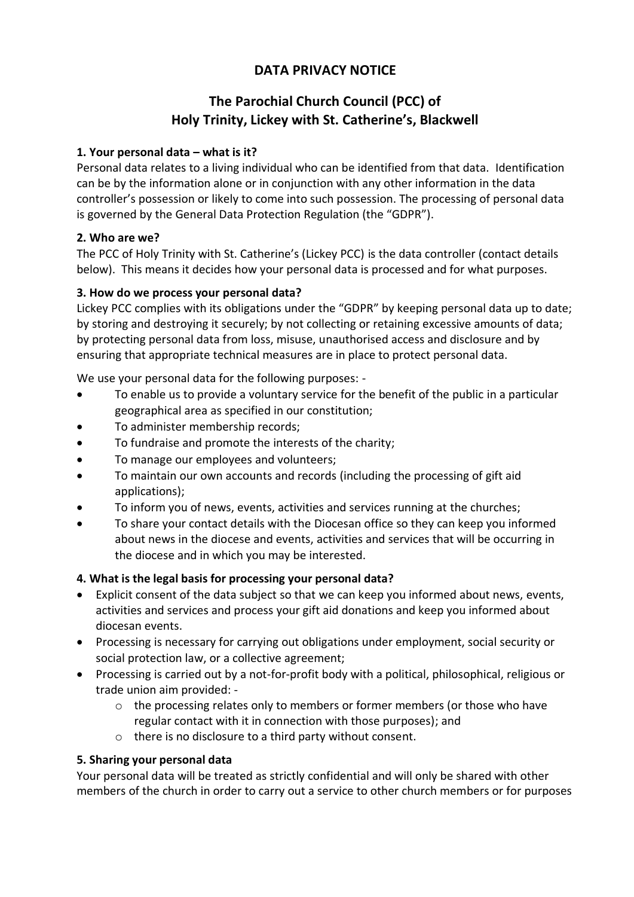# DATA PRIVACY NOTICE

## The Parochial Church Council (PCC) of Holy Trinity, Lickey with St. Catherine's, Blackwell

**1. Your personal data – what is it?**

Personal data relates to a living individual who can be identified from that data. Identification can be by the information alone or in conjunction with any other information in the data controller's possession or likely to come into such possession. The processing of personal data is governed by the General Data Protection Regulation (the "GDPR").

**2. Who are we?**

The PCC of Holy Trinity with St. Catherine's (Lickey PCC) is the data controller (contact details below). This means it decides how your personal data is processed and for what purposes.

**3. How do we process your personal data?**

Lickey PCC complies with its obligations under the "GDPR" by keeping personal data up to date; by storing and destroying it securely; by not collecting or retaining excessive amounts of data; by protecting personal data from loss, misuse, unauthorised access and disclosure and by ensuring that appropriate technical measures are in place to protect personal data.

We use your personal data for the following purposes: -

- To enable us to provide a voluntary service for the benefit of the public in a particular geographical area as specified in our constitution;
- To administer membership records;
- To fundraise and promote the interests of the charity;
- To manage our employees and volunteers;
- To maintain our own accounts and records (including the processing of gift aid applications);
- To inform you of news, events, activities and services running at the churches;
- To share your contact details with the Diocesan office so they can keep you informed about news in the diocese and events, activities and services that will be occurring in the diocese and in which you may be interested.

**4. What is the legal basis for processing your personal data?**

- Explicit consent of the data subject so that we can keep you informed about news, events, activities and services and process your gift aid donations and keep you informed about diocesan events.
- Processing is necessary for carrying out obligations under employment, social security or social protection law, or a collective agreement;
- Processing is carried out by a not-for-profit body with a political, philosophical, religious or trade union aim provided: -
  - the processing relates only to members or former members (or those who have regular contact with it in connection with those purposes); and
  - there is no disclosure to a third party without consent.

**5. Sharing your personal data**

Your personal data will be treated as strictly confidential and will only be shared with other members of the church in order to carry out a service to other church members or for purposes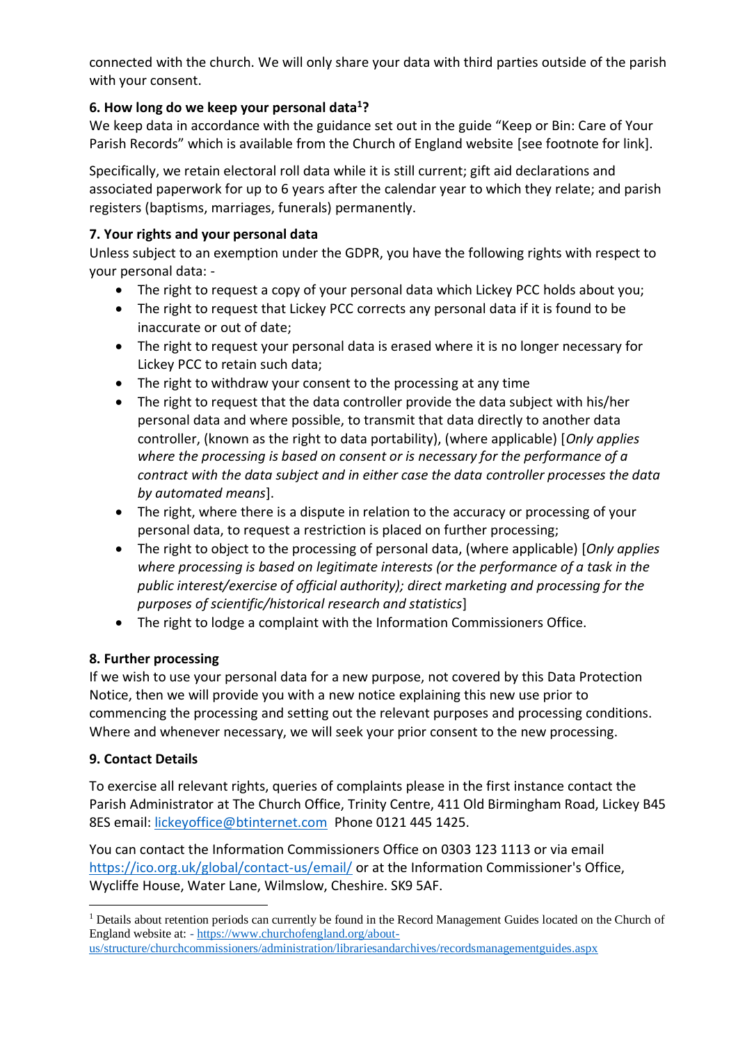connected with the church. We will only share your data with third parties outside of the parish with your consent.

### 6. How long do we keep your personal data[1]?

We keep data in accordance with the guidance set out in the guide "Keep or Bin: Care of Your Parish Records" which is available from the Church of England website [see footnote for link].

Specifically, we retain electoral roll data while it is still current; gift aid declarations and associated paperwork for up to 6 years after the calendar year to which they relate; and parish registers (baptisms, marriages, funerals) permanently.

### 7. Your rights and your personal data

Unless subject to an exemption under the GDPR, you have the following rights with respect to your personal data: -

- The right to request a copy of your personal data which Lickey PCC holds about you;
- The right to request that Lickey PCC corrects any personal data if it is found to be inaccurate or out of date;
- The right to request your personal data is erased where it is no longer necessary for Lickey PCC to retain such data;
- The right to withdraw your consent to the processing at any time
- The right to request that the data controller provide the data subject with his/her personal data and where possible, to transmit that data directly to another data controller, (known as the right to data portability), (where applicable) [*Only applies where the processing is based on consent or is necessary for the performance of a contract with the data subject and in either case the data controller processes the data by automated means*].
- The right, where there is a dispute in relation to the accuracy or processing of your personal data, to request a restriction is placed on further processing;
- The right to object to the processing of personal data, (where applicable) [*Only applies where processing is based on legitimate interests (or the performance of a task in the public interest/exercise of official authority); direct marketing and processing for the purposes of scientific/historical research and statistics*]
- The right to lodge a complaint with the Information Commissioners Office.

### 8. Further processing

If we wish to use your personal data for a new purpose, not covered by this Data Protection Notice, then we will provide you with a new notice explaining this new use prior to commencing the processing and setting out the relevant purposes and processing conditions. Where and whenever necessary, we will seek your prior consent to the new processing.

### 9. Contact Details

To exercise all relevant rights, queries of complaints please in the first instance contact the Parish Administrator at The Church Office, Trinity Centre, 411 Old Birmingham Road, Lickey B45 8ES email: lickeyoffice@btinternet.com Phone 0121 445 1425.

You can contact the Information Commissioners Office on 0303 123 1113 or via email https://ico.org.uk/global/contact-us/email/ or at the Information Commissioner's Office, Wycliffe House, Water Lane, Wilmslow, Cheshire. SK9 5AF.

---

[1] Details about retention periods can currently be found in the Record Management Guides located on the Church of England website at: - https://www.churchofengland.org/about-us/structure/churchcommissioners/administration/librariesandarchives/recordsmanagementguides.aspx